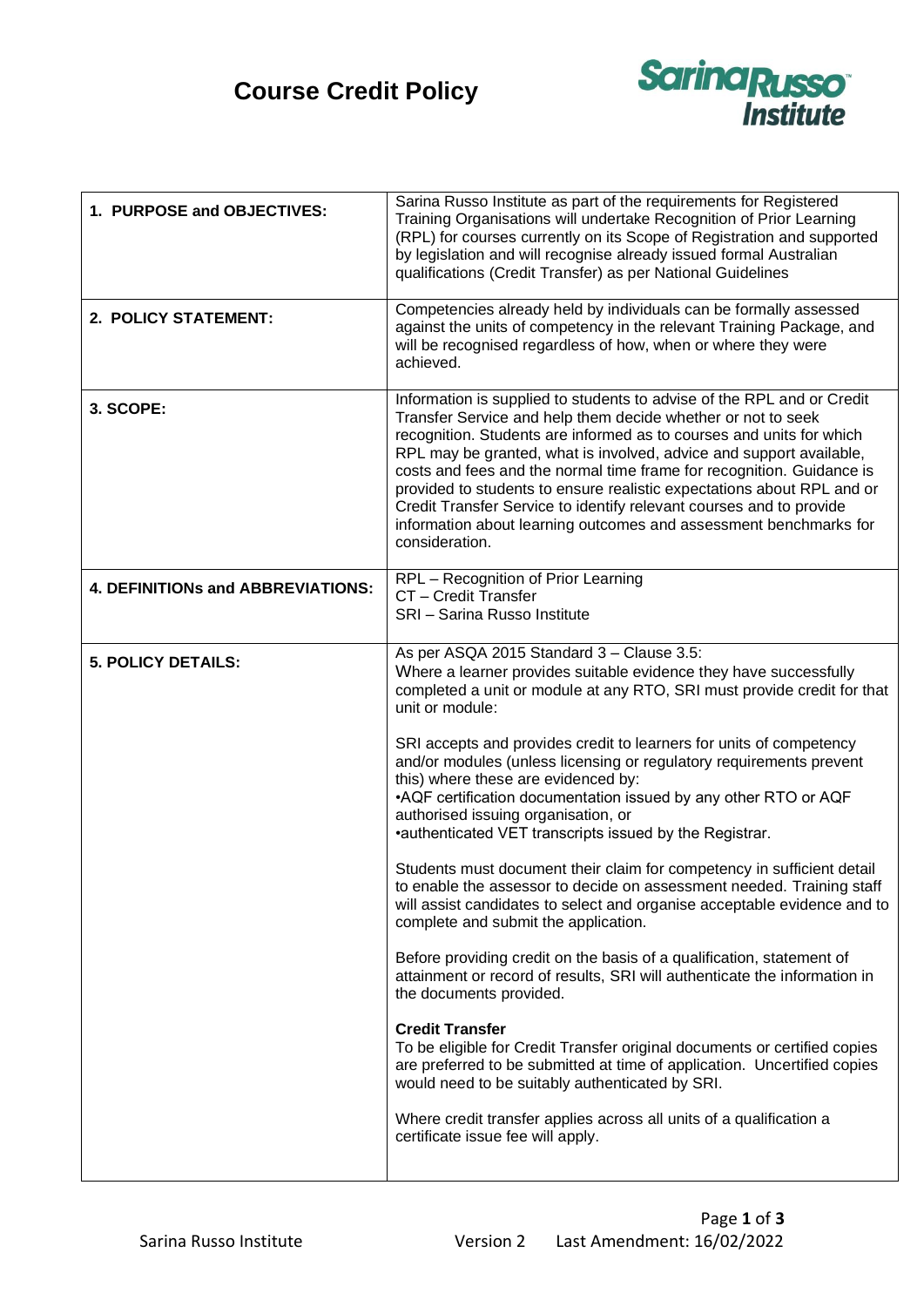# Course Credit Policy

| | |
|---|---|
| **1. PURPOSE and OBJECTIVES:** | Sarina Russo Institute as part of the requirements for Registered Training Organisations will undertake Recognition of Prior Learning (RPL) for courses currently on its Scope of Registration and supported by legislation and will recognise already issued formal Australian qualifications (Credit Transfer) as per National Guidelines |
| **2. POLICY STATEMENT:** | Competencies already held by individuals can be formally assessed against the units of competency in the relevant Training Package, and will be recognised regardless of how, when or where they were achieved. |
| **3. SCOPE:** | Information is supplied to students to advise of the RPL and or Credit Transfer Service and help them decide whether or not to seek recognition. Students are informed as to courses and units for which RPL may be granted, what is involved, advice and support available, costs and fees and the normal time frame for recognition. Guidance is provided to students to ensure realistic expectations about RPL and or Credit Transfer Service to identify relevant courses and to provide information about learning outcomes and assessment benchmarks for consideration. |
| **4. DEFINITIONs and ABBREVIATIONS:** | RPL – Recognition of Prior Learning<br>CT – Credit Transfer<br>SRI – Sarina Russo Institute |
| **5. POLICY DETAILS:** | As per ASQA 2015 Standard 3 – Clause 3.5:<br>Where a learner provides suitable evidence they have successfully completed a unit or module at any RTO, SRI must provide credit for that unit or module:<br><br>SRI accepts and provides credit to learners for units of competency and/or modules (unless licensing or regulatory requirements prevent this) where these are evidenced by:<br>•AQF certification documentation issued by any other RTO or AQF authorised issuing organisation, or<br>•authenticated VET transcripts issued by the Registrar.<br><br>Students must document their claim for competency in sufficient detail to enable the assessor to decide on assessment needed. Training staff will assist candidates to select and organise acceptable evidence and to complete and submit the application.<br><br>Before providing credit on the basis of a qualification, statement of attainment or record of results, SRI will authenticate the information in the documents provided.<br><br>**Credit Transfer**<br>To be eligible for Credit Transfer original documents or certified copies are preferred to be submitted at time of application. Uncertified copies would need to be suitably authenticated by SRI.<br><br>Where credit transfer applies across all units of a qualification a certificate issue fee will apply. |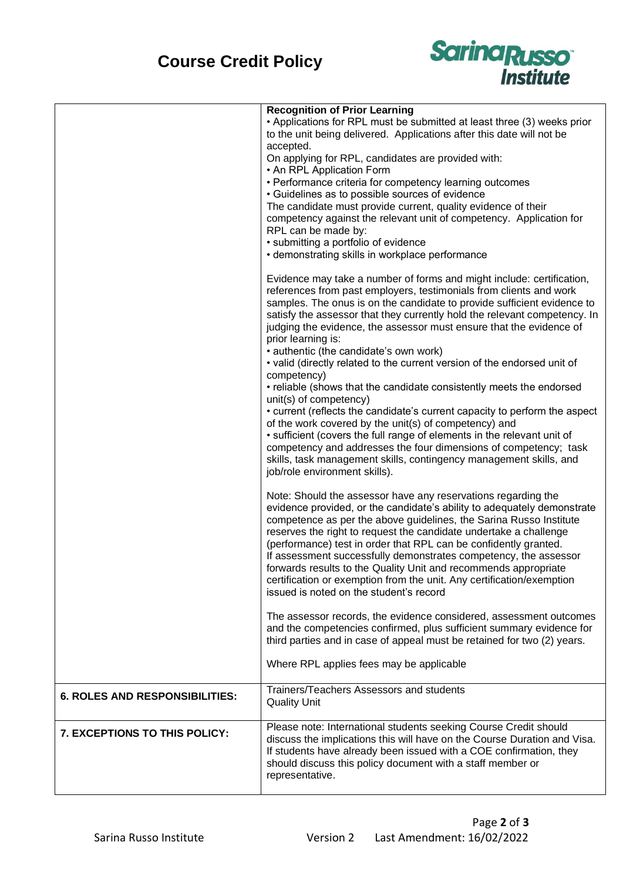| | **Recognition of Prior Learning**<br>• Applications for RPL must be submitted at least three (3) weeks prior to the unit being delivered. Applications after this date will not be accepted.<br>On applying for RPL, candidates are provided with:<br>• An RPL Application Form<br>• Performance criteria for competency learning outcomes<br>• Guidelines as to possible sources of evidence<br>The candidate must provide current, quality evidence of their competency against the relevant unit of competency. Application for RPL can be made by:<br>• submitting a portfolio of evidence<br>• demonstrating skills in workplace performance<br><br>Evidence may take a number of forms and might include: certification, references from past employers, testimonials from clients and work samples. The onus is on the candidate to provide sufficient evidence to satisfy the assessor that they currently hold the relevant competency. In judging the evidence, the assessor must ensure that the evidence of prior learning is:<br>• authentic (the candidate's own work)<br>• valid (directly related to the current version of the endorsed unit of competency)<br>• reliable (shows that the candidate consistently meets the endorsed unit(s) of competency)<br>• current (reflects the candidate's current capacity to perform the aspect of the work covered by the unit(s) of competency) and<br>• sufficient (covers the full range of elements in the relevant unit of competency and addresses the four dimensions of competency; task skills, task management skills, contingency management skills, and job/role environment skills).<br><br>Note: Should the assessor have any reservations regarding the evidence provided, or the candidate's ability to adequately demonstrate competence as per the above guidelines, the Sarina Russo Institute reserves the right to request the candidate undertake a challenge (performance) test in order that RPL can be confidently granted.<br>If assessment successfully demonstrates competency, the assessor forwards results to the Quality Unit and recommends appropriate certification or exemption from the unit. Any certification/exemption issued is noted on the student's record<br><br>The assessor records, the evidence considered, assessment outcomes and the competencies confirmed, plus sufficient summary evidence for third parties and in case of appeal must be retained for two (2) years.<br><br>Where RPL applies fees may be applicable |
|---|---|
| **6. ROLES AND RESPONSIBILITIES:** | Trainers/Teachers Assessors and students<br>Quality Unit |
| **7. EXCEPTIONS TO THIS POLICY:** | Please note: International students seeking Course Credit should discuss the implications this will have on the Course Duration and Visa. If students have already been issued with a COE confirmation, they should discuss this policy document with a staff member or representative. |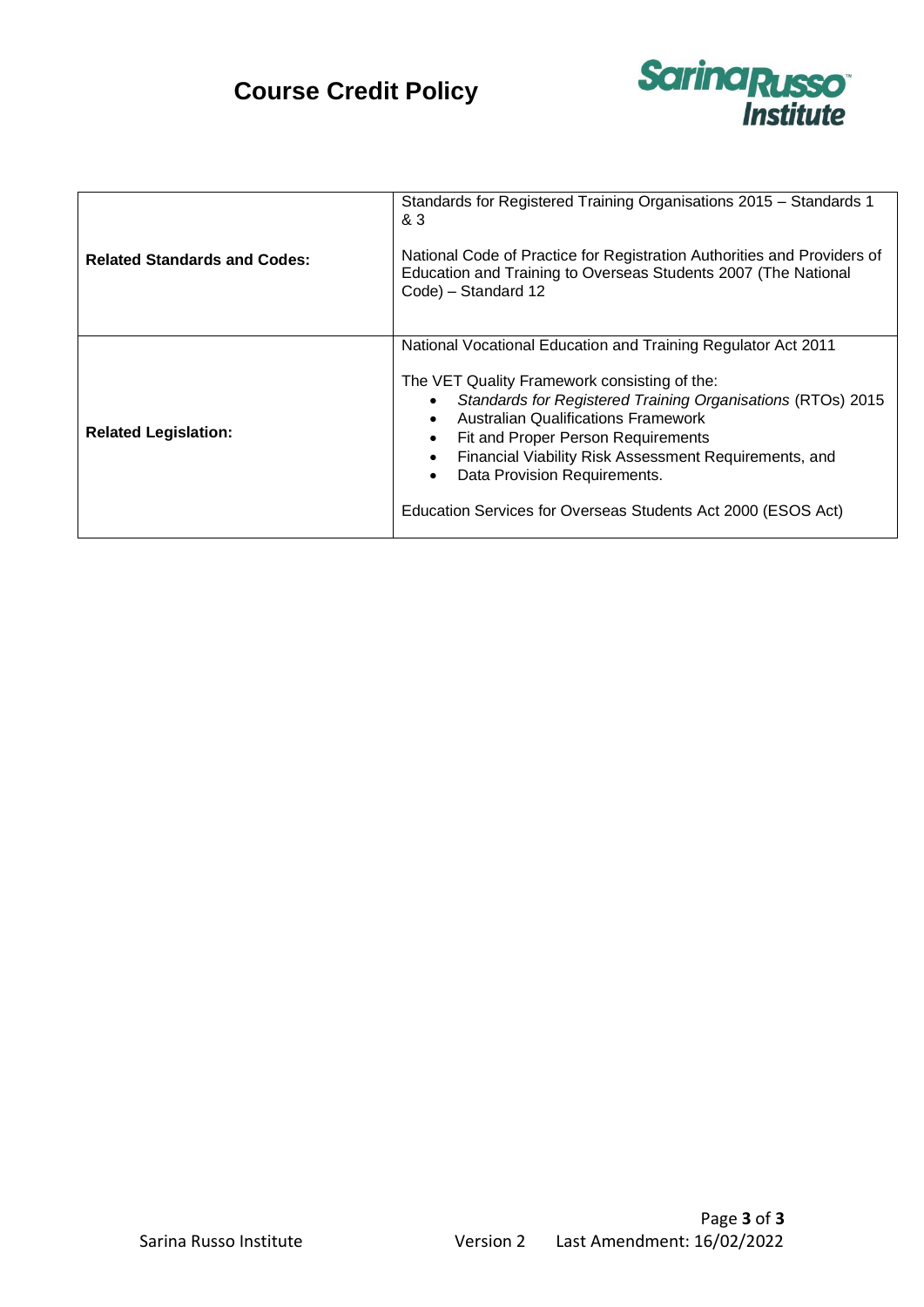| | |
|---|---|
| **Related Standards and Codes:** | Standards for Registered Training Organisations 2015 – Standards 1 & 3<br><br>National Code of Practice for Registration Authorities and Providers of Education and Training to Overseas Students 2007 (The National Code) – Standard 12 |
| **Related Legislation:** | National Vocational Education and Training Regulator Act 2011<br><br>The VET Quality Framework consisting of the:<br>• *Standards for Registered Training Organisations* (RTOs) 2015<br>• Australian Qualifications Framework<br>• Fit and Proper Person Requirements<br>• Financial Viability Risk Assessment Requirements, and<br>• Data Provision Requirements.<br><br>Education Services for Overseas Students Act 2000 (ESOS Act) |